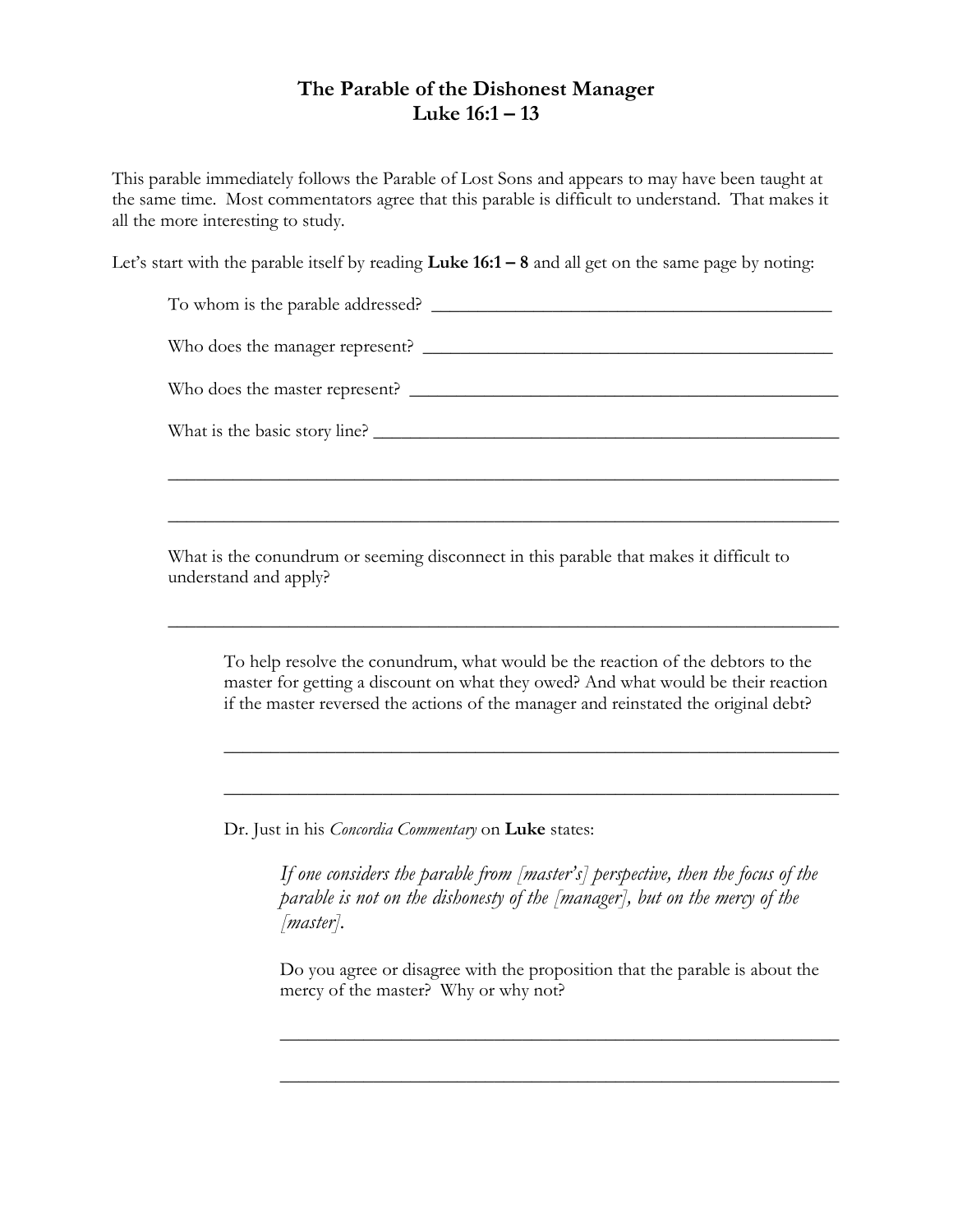# The Parable of the Dishonest Manager
## Luke 16:1 – 13

This parable immediately follows the Parable of Lost Sons and appears to may have been taught at the same time. Most commentators agree that this parable is difficult to understand. That makes it all the more interesting to study.

Let's start with the parable itself by reading **Luke 16:1 – 8** and all get on the same page by noting:

To whom is the parable addressed? ____________________________________________

Who does the manager represent? _____________________________________________

Who does the master represent? _______________________________________________

What is the basic story line? ___________________________________________________

_________________________________________________________________________

_________________________________________________________________________

What is the conundrum or seeming disconnect in this parable that makes it difficult to understand and apply?

_________________________________________________________________________

To help resolve the conundrum, what would be the reaction of the debtors to the master for getting a discount on what they owed? And what would be their reaction if the master reversed the actions of the manager and reinstated the original debt?

_________________________________________________________________________

_________________________________________________________________________

Dr. Just in his *Concordia Commentary* on **Luke** states:

> *If one considers the parable from [master's] perspective, then the focus of the parable is not on the dishonesty of the [manager], but on the mercy of the [master].*

Do you agree or disagree with the proposition that the parable is about the mercy of the master? Why or why not?

_________________________________________________________________________

_________________________________________________________________________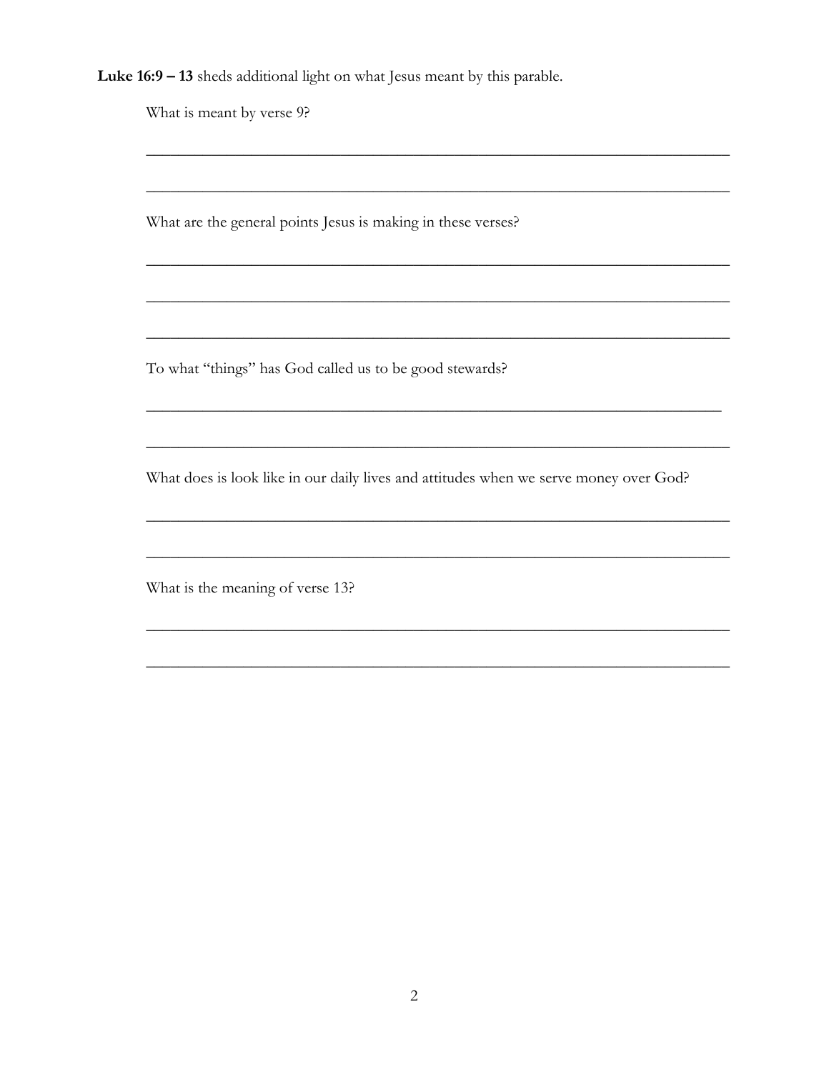**Luke 16:9 – 13** sheds additional light on what Jesus meant by this parable.

What is meant by verse 9?

___________________________________________________________________________

___________________________________________________________________________

What are the general points Jesus is making in these verses?

___________________________________________________________________________

___________________________________________________________________________

___________________________________________________________________________

To what "things" has God called us to be good stewards?

___________________________________________________________________________

___________________________________________________________________________

What does is look like in our daily lives and attitudes when we serve money over God?

___________________________________________________________________________

___________________________________________________________________________

What is the meaning of verse 13?

___________________________________________________________________________

___________________________________________________________________________